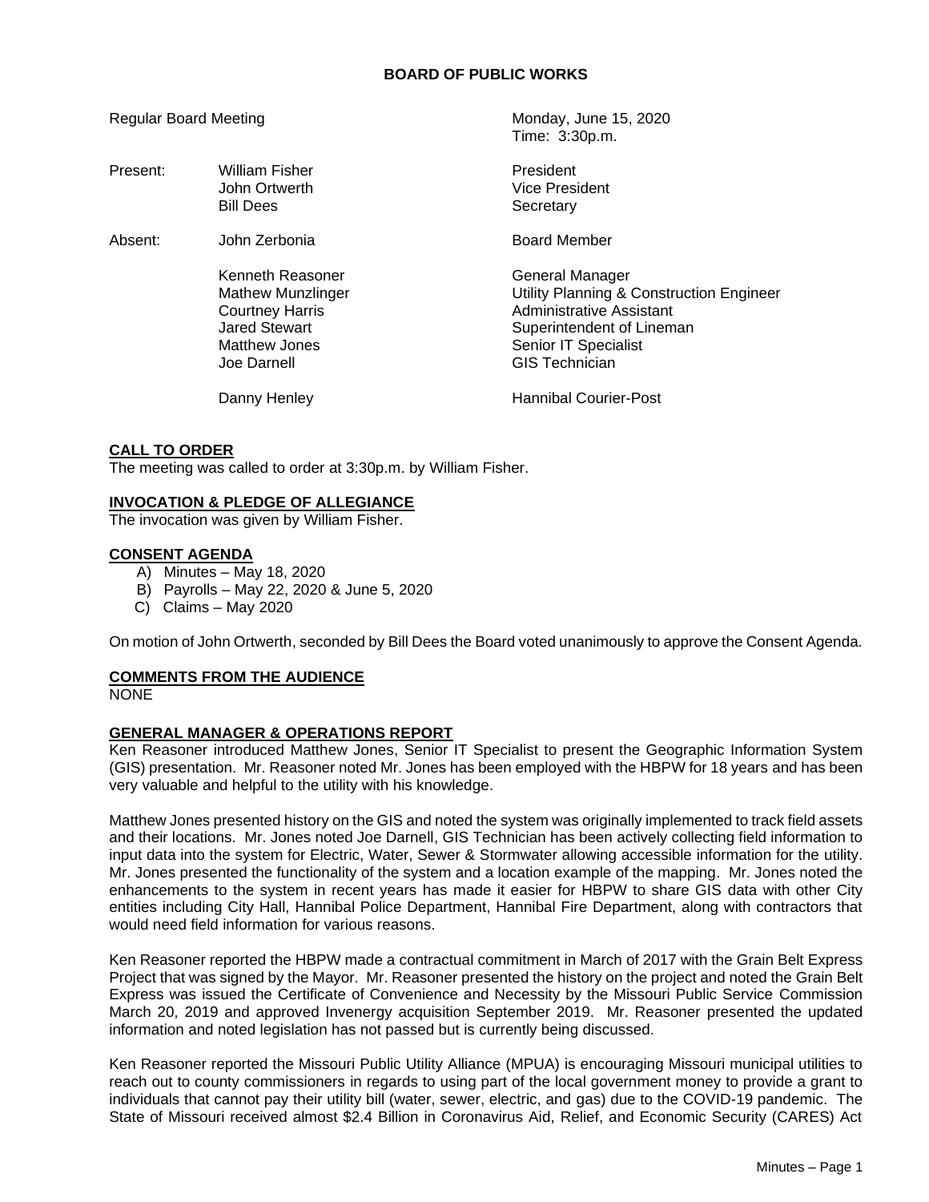# BOARD OF PUBLIC WORKS

| | | |
|---|---|---|
| Regular Board Meeting | | Monday, June 15, 2020 Time: 3:30p.m. |
| Present: | William Fisher | President |
| | John Ortwerth | Vice President |
| | Bill Dees | Secretary |
| Absent: | John Zerbonia | Board Member |
| | Kenneth Reasoner | General Manager |
| | Mathew Munzlinger | Utility Planning & Construction Engineer |
| | Courtney Harris | Administrative Assistant |
| | Jared Stewart | Superintendent of Lineman |
| | Matthew Jones | Senior IT Specialist |
| | Joe Darnell | GIS Technician |
| | Danny Henley | Hannibal Courier-Post |

**CALL TO ORDER**

The meeting was called to order at 3:30p.m. by William Fisher.

**INVOCATION & PLEDGE OF ALLEGIANCE**

The invocation was given by William Fisher.

**CONSENT AGENDA**

A) Minutes – May 18, 2020
B) Payrolls – May 22, 2020 & June 5, 2020
C) Claims – May 2020

On motion of John Ortwerth, seconded by Bill Dees the Board voted unanimously to approve the Consent Agenda.

**COMMENTS FROM THE AUDIENCE**

NONE

**GENERAL MANAGER & OPERATIONS REPORT**

Ken Reasoner introduced Matthew Jones, Senior IT Specialist to present the Geographic Information System (GIS) presentation. Mr. Reasoner noted Mr. Jones has been employed with the HBPW for 18 years and has been very valuable and helpful to the utility with his knowledge.

Matthew Jones presented history on the GIS and noted the system was originally implemented to track field assets and their locations. Mr. Jones noted Joe Darnell, GIS Technician has been actively collecting field information to input data into the system for Electric, Water, Sewer & Stormwater allowing accessible information for the utility. Mr. Jones presented the functionality of the system and a location example of the mapping. Mr. Jones noted the enhancements to the system in recent years has made it easier for HBPW to share GIS data with other City entities including City Hall, Hannibal Police Department, Hannibal Fire Department, along with contractors that would need field information for various reasons.

Ken Reasoner reported the HBPW made a contractual commitment in March of 2017 with the Grain Belt Express Project that was signed by the Mayor. Mr. Reasoner presented the history on the project and noted the Grain Belt Express was issued the Certificate of Convenience and Necessity by the Missouri Public Service Commission March 20, 2019 and approved Invenergy acquisition September 2019. Mr. Reasoner presented the updated information and noted legislation has not passed but is currently being discussed.

Ken Reasoner reported the Missouri Public Utility Alliance (MPUA) is encouraging Missouri municipal utilities to reach out to county commissioners in regards to using part of the local government money to provide a grant to individuals that cannot pay their utility bill (water, sewer, electric, and gas) due to the COVID-19 pandemic. The State of Missouri received almost $2.4 Billion in Coronavirus Aid, Relief, and Economic Security (CARES) Act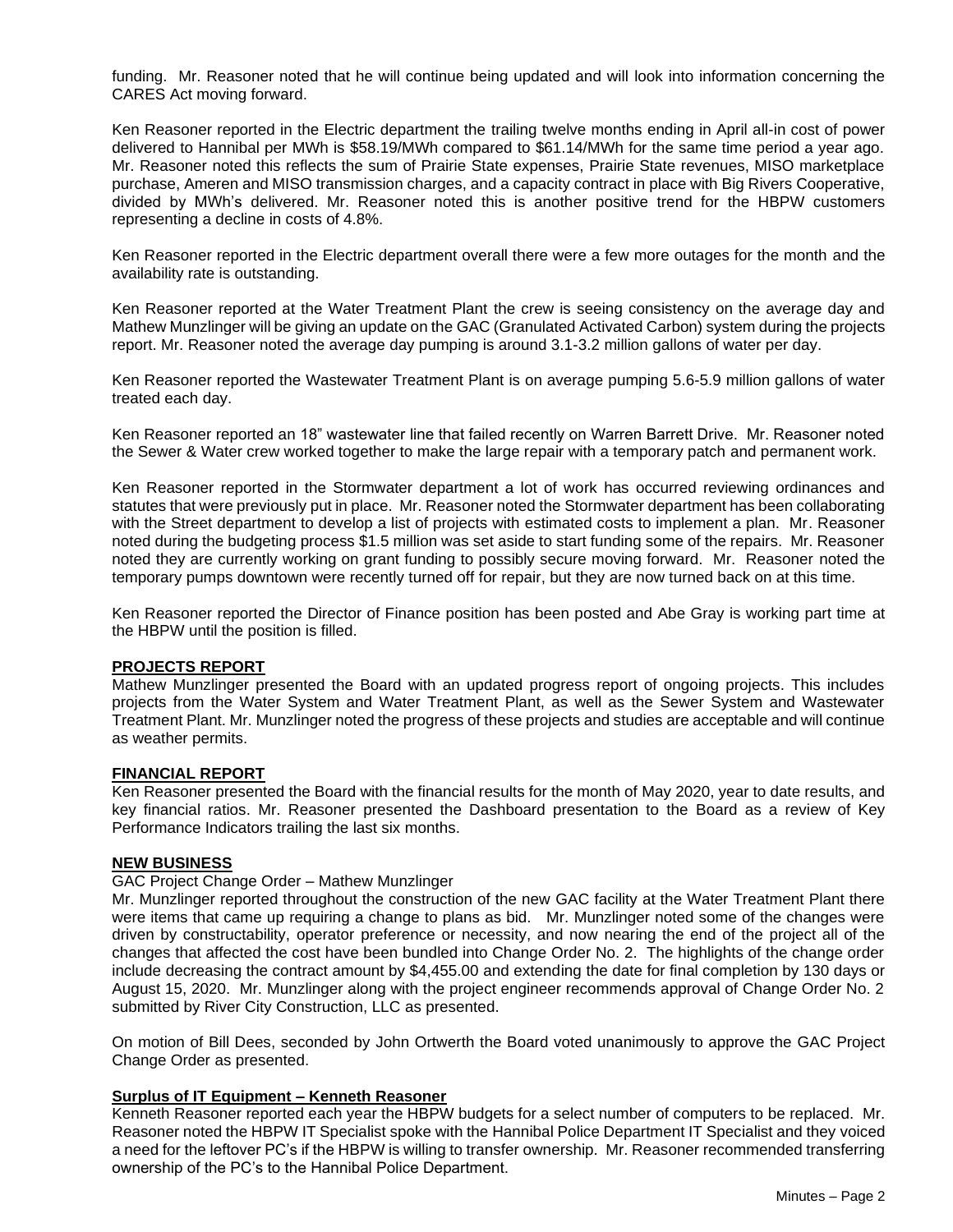funding. Mr. Reasoner noted that he will continue being updated and will look into information concerning the CARES Act moving forward.

Ken Reasoner reported in the Electric department the trailing twelve months ending in April all-in cost of power delivered to Hannibal per MWh is $58.19/MWh compared to $61.14/MWh for the same time period a year ago. Mr. Reasoner noted this reflects the sum of Prairie State expenses, Prairie State revenues, MISO marketplace purchase, Ameren and MISO transmission charges, and a capacity contract in place with Big Rivers Cooperative, divided by MWh's delivered. Mr. Reasoner noted this is another positive trend for the HBPW customers representing a decline in costs of 4.8%.

Ken Reasoner reported in the Electric department overall there were a few more outages for the month and the availability rate is outstanding.

Ken Reasoner reported at the Water Treatment Plant the crew is seeing consistency on the average day and Mathew Munzlinger will be giving an update on the GAC (Granulated Activated Carbon) system during the projects report. Mr. Reasoner noted the average day pumping is around 3.1-3.2 million gallons of water per day.

Ken Reasoner reported the Wastewater Treatment Plant is on average pumping 5.6-5.9 million gallons of water treated each day.

Ken Reasoner reported an 18" wastewater line that failed recently on Warren Barrett Drive. Mr. Reasoner noted the Sewer & Water crew worked together to make the large repair with a temporary patch and permanent work.

Ken Reasoner reported in the Stormwater department a lot of work has occurred reviewing ordinances and statutes that were previously put in place. Mr. Reasoner noted the Stormwater department has been collaborating with the Street department to develop a list of projects with estimated costs to implement a plan. Mr. Reasoner noted during the budgeting process $1.5 million was set aside to start funding some of the repairs. Mr. Reasoner noted they are currently working on grant funding to possibly secure moving forward. Mr. Reasoner noted the temporary pumps downtown were recently turned off for repair, but they are now turned back on at this time.

Ken Reasoner reported the Director of Finance position has been posted and Abe Gray is working part time at the HBPW until the position is filled.

**PROJECTS REPORT**

Mathew Munzlinger presented the Board with an updated progress report of ongoing projects. This includes projects from the Water System and Water Treatment Plant, as well as the Sewer System and Wastewater Treatment Plant. Mr. Munzlinger noted the progress of these projects and studies are acceptable and will continue as weather permits.

**FINANCIAL REPORT**

Ken Reasoner presented the Board with the financial results for the month of May 2020, year to date results, and key financial ratios. Mr. Reasoner presented the Dashboard presentation to the Board as a review of Key Performance Indicators trailing the last six months.

**NEW BUSINESS**

GAC Project Change Order – Mathew Munzlinger

Mr. Munzlinger reported throughout the construction of the new GAC facility at the Water Treatment Plant there were items that came up requiring a change to plans as bid. Mr. Munzlinger noted some of the changes were driven by constructability, operator preference or necessity, and now nearing the end of the project all of the changes that affected the cost have been bundled into Change Order No. 2. The highlights of the change order include decreasing the contract amount by $4,455.00 and extending the date for final completion by 130 days or August 15, 2020. Mr. Munzlinger along with the project engineer recommends approval of Change Order No. 2 submitted by River City Construction, LLC as presented.

On motion of Bill Dees, seconded by John Ortwerth the Board voted unanimously to approve the GAC Project Change Order as presented.

**Surplus of IT Equipment – Kenneth Reasoner**

Kenneth Reasoner reported each year the HBPW budgets for a select number of computers to be replaced. Mr. Reasoner noted the HBPW IT Specialist spoke with the Hannibal Police Department IT Specialist and they voiced a need for the leftover PC's if the HBPW is willing to transfer ownership. Mr. Reasoner recommended transferring ownership of the PC's to the Hannibal Police Department.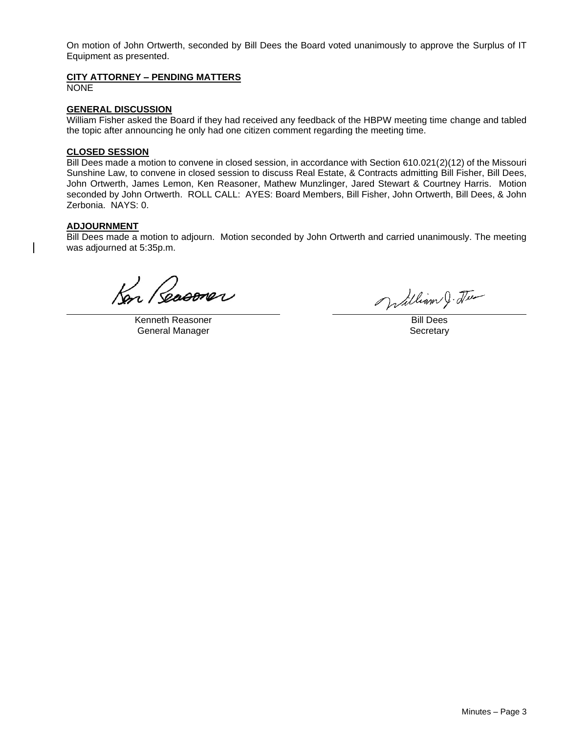On motion of John Ortwerth, seconded by Bill Dees the Board voted unanimously to approve the Surplus of IT Equipment as presented.

**CITY ATTORNEY – PENDING MATTERS**

NONE

**GENERAL DISCUSSION**

William Fisher asked the Board if they had received any feedback of the HBPW meeting time change and tabled the topic after announcing he only had one citizen comment regarding the meeting time.

**CLOSED SESSION**

Bill Dees made a motion to convene in closed session, in accordance with Section 610.021(2)(12) of the Missouri Sunshine Law, to convene in closed session to discuss Real Estate, & Contracts admitting Bill Fisher, Bill Dees, John Ortwerth, James Lemon, Ken Reasoner, Mathew Munzlinger, Jared Stewart & Courtney Harris. Motion seconded by John Ortwerth. ROLL CALL: AYES: Board Members, Bill Fisher, John Ortwerth, Bill Dees, & John Zerbonia. NAYS: 0.

**ADJOURNMENT**

Bill Dees made a motion to adjourn. Motion seconded by John Ortwerth and carried unanimously. The meeting was adjourned at 5:35p.m.

Kenneth Reasoner
General Manager

Bill Dees
Secretary